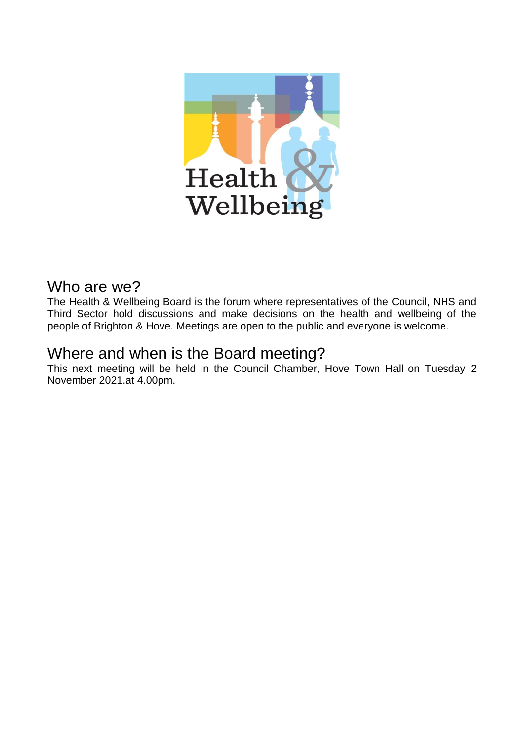## Who are we?

The Health & Wellbeing Board is the forum where representatives of the Council, NHS and Third Sector hold discussions and make decisions on the health and wellbeing of the people of Brighton & Hove. Meetings are open to the public and everyone is welcome.

## Where and when is the Board meeting?

This next meeting will be held in the Council Chamber, Hove Town Hall on Tuesday 2 November 2021.at 4.00pm.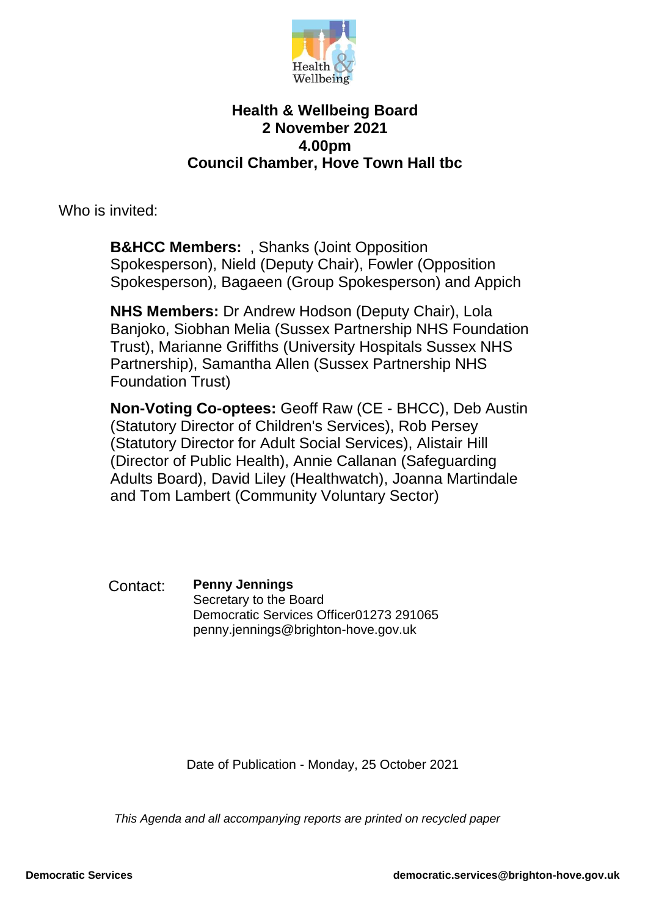# Health & Wellbeing Board
## 2 November 2021
## 4.00pm
## Council Chamber, Hove Town Hall tbc

Who is invited:

**B&HCC Members:** , Shanks (Joint Opposition Spokesperson), Nield (Deputy Chair), Fowler (Opposition Spokesperson), Bagaeen (Group Spokesperson) and Appich

**NHS Members:** Dr Andrew Hodson (Deputy Chair), Lola Banjoko, Siobhan Melia (Sussex Partnership NHS Foundation Trust), Marianne Griffiths (University Hospitals Sussex NHS Partnership), Samantha Allen (Sussex Partnership NHS Foundation Trust)

**Non-Voting Co-optees:** Geoff Raw (CE - BHCC), Deb Austin (Statutory Director of Children's Services), Rob Persey (Statutory Director for Adult Social Services), Alistair Hill (Director of Public Health), Annie Callanan (Safeguarding Adults Board), David Liley (Healthwatch), Joanna Martindale and Tom Lambert (Community Voluntary Sector)

Contact: **Penny Jennings**
Secretary to the Board
Democratic Services Officer01273 291065
penny.jennings@brighton-hove.gov.uk

Date of Publication - Monday, 25 October 2021

*This Agenda and all accompanying reports are printed on recycled paper*

**Democratic Services** **democratic.services@brighton-hove.gov.uk**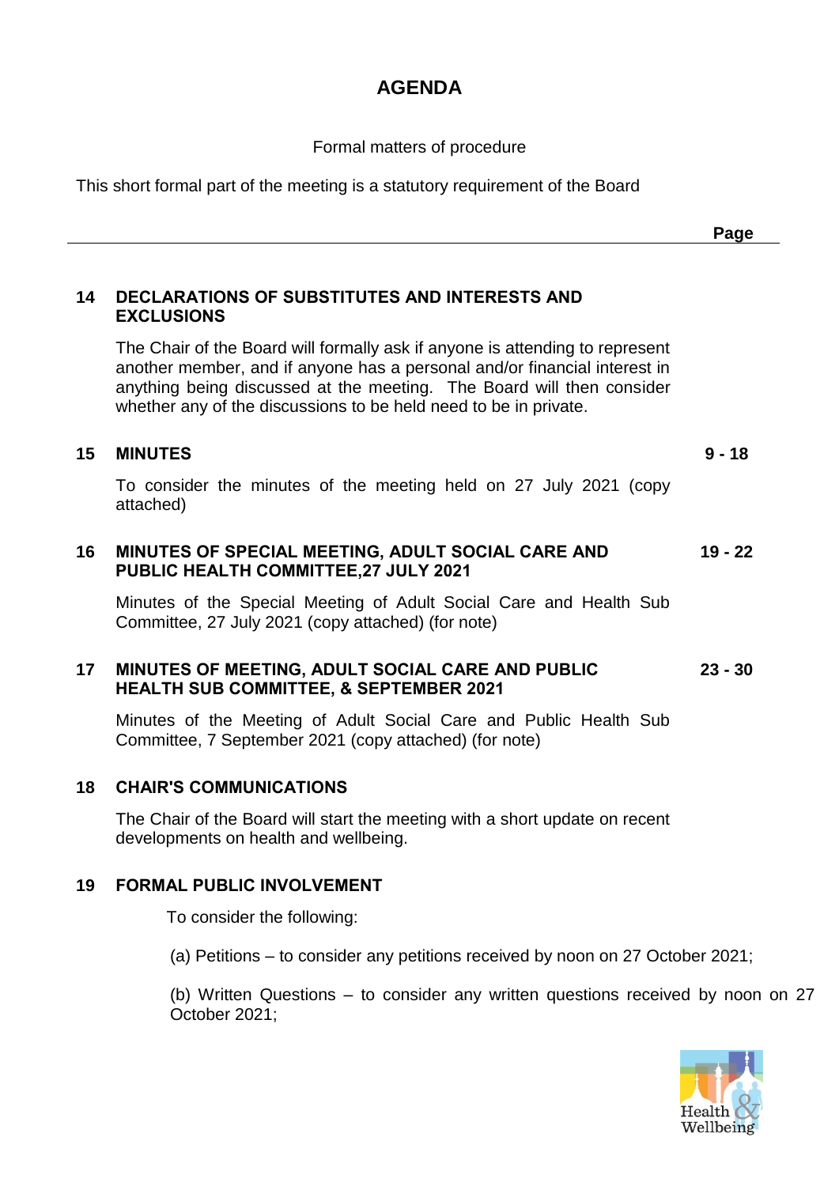# AGENDA

Formal matters of procedure

This short formal part of the meeting is a statutory requirement of the Board

| | | Page |
|---|---|---|
| **14** | **DECLARATIONS OF SUBSTITUTES AND INTERESTS AND EXCLUSIONS** | |
| | The Chair of the Board will formally ask if anyone is attending to represent another member, and if anyone has a personal and/or financial interest in anything being discussed at the meeting. The Board will then consider whether any of the discussions to be held need to be in private. | |
| **15** | **MINUTES** | **9 - 18** |
| | To consider the minutes of the meeting held on 27 July 2021 (copy attached) | |
| **16** | **MINUTES OF SPECIAL MEETING, ADULT SOCIAL CARE AND PUBLIC HEALTH COMMITTEE,27 JULY 2021** | **19 - 22** |
| | Minutes of the Special Meeting of Adult Social Care and Health Sub Committee, 27 July 2021 (copy attached) (for note) | |
| **17** | **MINUTES OF MEETING, ADULT SOCIAL CARE AND PUBLIC HEALTH SUB COMMITTEE, & SEPTEMBER 2021** | **23 - 30** |
| | Minutes of the Meeting of Adult Social Care and Public Health Sub Committee, 7 September 2021 (copy attached) (for note) | |
| **18** | **CHAIR'S COMMUNICATIONS** | |
| | The Chair of the Board will start the meeting with a short update on recent developments on health and wellbeing. | |
| **19** | **FORMAL PUBLIC INVOLVEMENT** | |
| | To consider the following: | |
| | (a) Petitions – to consider any petitions received by noon on 27 October 2021; | |
| | (b) Written Questions – to consider any written questions received by noon on 27 October 2021; | |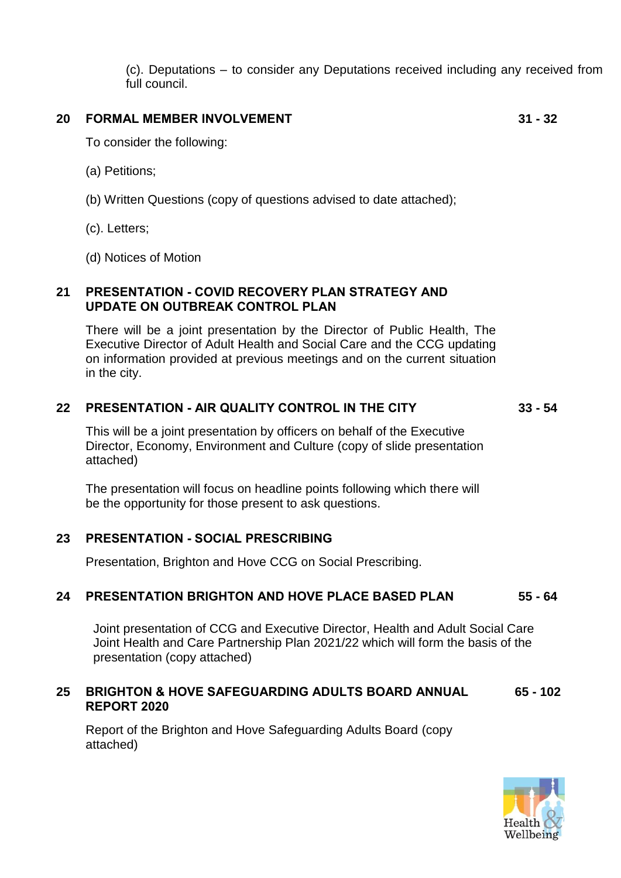(c). Deputations – to consider any Deputations received including any received from full council.

## 20 FORMAL MEMBER INVOLVEMENT — 31 - 32

To consider the following:

(a) Petitions;

(b) Written Questions (copy of questions advised to date attached);

(c). Letters;

(d) Notices of Motion

## 21 PRESENTATION - COVID RECOVERY PLAN STRATEGY AND UPDATE ON OUTBREAK CONTROL PLAN

There will be a joint presentation by the Director of Public Health, The Executive Director of Adult Health and Social Care and the CCG updating on information provided at previous meetings and on the current situation in the city.

## 22 PRESENTATION - AIR QUALITY CONTROL IN THE CITY — 33 - 54

This will be a joint presentation by officers on behalf of the Executive Director, Economy, Environment and Culture (copy of slide presentation attached)

The presentation will focus on headline points following which there will be the opportunity for those present to ask questions.

## 23 PRESENTATION - SOCIAL PRESCRIBING

Presentation, Brighton and Hove CCG on Social Prescribing.

## 24 PRESENTATION BRIGHTON AND HOVE PLACE BASED PLAN — 55 - 64

Joint presentation of CCG and Executive Director, Health and Adult Social Care Joint Health and Care Partnership Plan 2021/22 which will form the basis of the presentation (copy attached)

## 25 BRIGHTON & HOVE SAFEGUARDING ADULTS BOARD ANNUAL REPORT 2020 — 65 - 102

Report of the Brighton and Hove Safeguarding Adults Board (copy attached)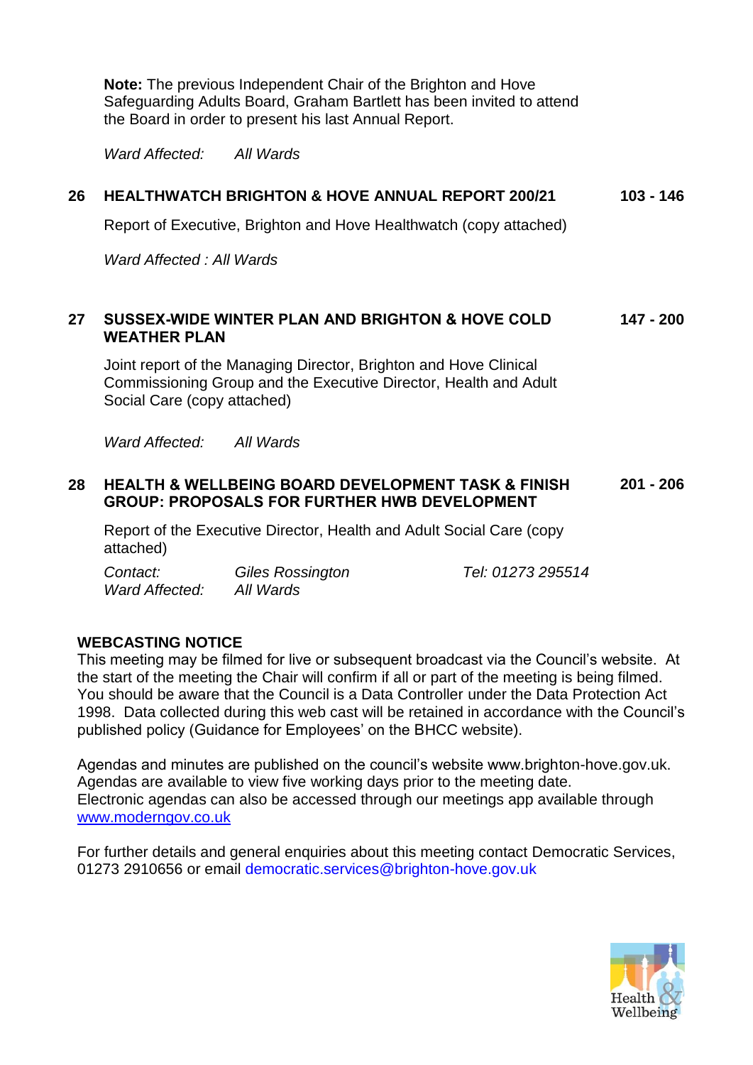**Note:** The previous Independent Chair of the Brighton and Hove Safeguarding Adults Board, Graham Bartlett has been invited to attend the Board in order to present his last Annual Report.

*Ward Affected:* *All Wards*

**26 HEALTHWATCH BRIGHTON & HOVE ANNUAL REPORT 200/21** **103 - 146**

Report of Executive, Brighton and Hove Healthwatch (copy attached)

*Ward Affected : All Wards*

**27 SUSSEX-WIDE WINTER PLAN AND BRIGHTON & HOVE COLD WEATHER PLAN** **147 - 200**

Joint report of the Managing Director, Brighton and Hove Clinical Commissioning Group and the Executive Director, Health and Adult Social Care (copy attached)

*Ward Affected:* *All Wards*

**28 HEALTH & WELLBEING BOARD DEVELOPMENT TASK & FINISH GROUP: PROPOSALS FOR FURTHER HWB DEVELOPMENT** **201 - 206**

Report of the Executive Director, Health and Adult Social Care (copy attached)

*Contact:* *Giles Rossington* *Tel: 01273 295514*
*Ward Affected:* *All Wards*

**WEBCASTING NOTICE**
This meeting may be filmed for live or subsequent broadcast via the Council's website. At the start of the meeting the Chair will confirm if all or part of the meeting is being filmed. You should be aware that the Council is a Data Controller under the Data Protection Act 1998. Data collected during this web cast will be retained in accordance with the Council's published policy (Guidance for Employees' on the BHCC website).

Agendas and minutes are published on the council's website www.brighton-hove.gov.uk. Agendas are available to view five working days prior to the meeting date. Electronic agendas can also be accessed through our meetings app available through www.moderngov.co.uk

For further details and general enquiries about this meeting contact Democratic Services, 01273 2910656 or email democratic.services@brighton-hove.gov.uk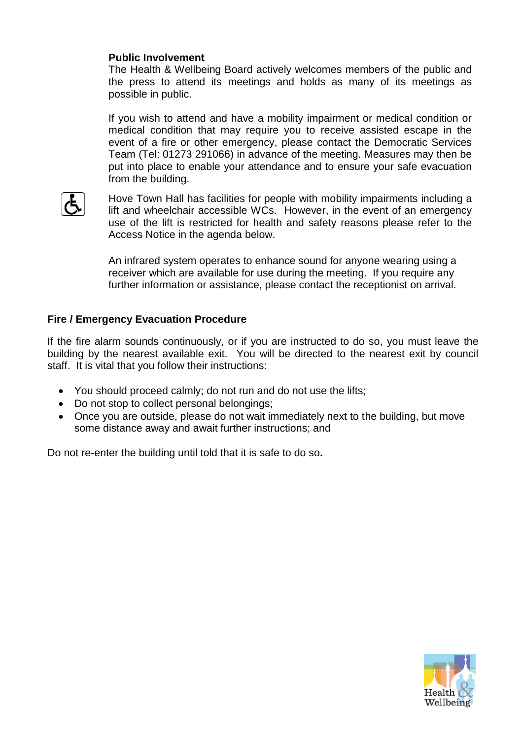**Public Involvement**

The Health & Wellbeing Board actively welcomes members of the public and the press to attend its meetings and holds as many of its meetings as possible in public.

If you wish to attend and have a mobility impairment or medical condition or medical condition that may require you to receive assisted escape in the event of a fire or other emergency, please contact the Democratic Services Team (Tel: 01273 291066) in advance of the meeting. Measures may then be put into place to enable your attendance and to ensure your safe evacuation from the building.

Hove Town Hall has facilities for people with mobility impairments including a lift and wheelchair accessible WCs. However, in the event of an emergency use of the lift is restricted for health and safety reasons please refer to the Access Notice in the agenda below.

An infrared system operates to enhance sound for anyone wearing using a receiver which are available for use during the meeting. If you require any further information or assistance, please contact the receptionist on arrival.

**Fire / Emergency Evacuation Procedure**

If the fire alarm sounds continuously, or if you are instructed to do so, you must leave the building by the nearest available exit. You will be directed to the nearest exit by council staff. It is vital that you follow their instructions:

- You should proceed calmly; do not run and do not use the lifts;
- Do not stop to collect personal belongings;
- Once you are outside, please do not wait immediately next to the building, but move some distance away and await further instructions; and

Do not re-enter the building until told that it is safe to do so.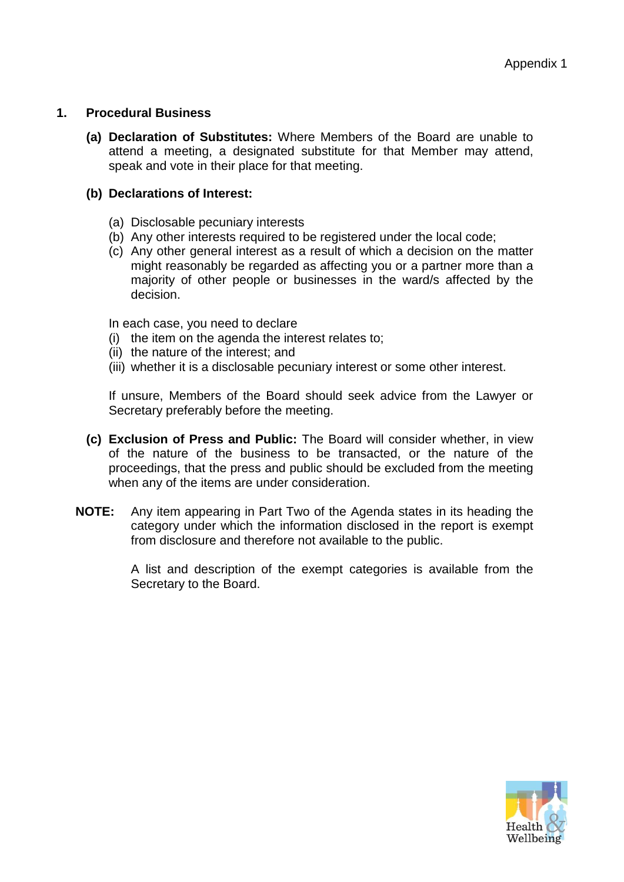Appendix 1

## 1. Procedural Business

**(a) Declaration of Substitutes:** Where Members of the Board are unable to attend a meeting, a designated substitute for that Member may attend, speak and vote in their place for that meeting.

**(b) Declarations of Interest:**

(a) Disclosable pecuniary interests
(b) Any other interests required to be registered under the local code;
(c) Any other general interest as a result of which a decision on the matter might reasonably be regarded as affecting you or a partner more than a majority of other people or businesses in the ward/s affected by the decision.

In each case, you need to declare
(i) the item on the agenda the interest relates to;
(ii) the nature of the interest; and
(iii) whether it is a disclosable pecuniary interest or some other interest.

If unsure, Members of the Board should seek advice from the Lawyer or Secretary preferably before the meeting.

**(c) Exclusion of Press and Public:** The Board will consider whether, in view of the nature of the business to be transacted, or the nature of the proceedings, that the press and public should be excluded from the meeting when any of the items are under consideration.

**NOTE:** Any item appearing in Part Two of the Agenda states in its heading the category under which the information disclosed in the report is exempt from disclosure and therefore not available to the public.

A list and description of the exempt categories is available from the Secretary to the Board.

Health & Wellbeing